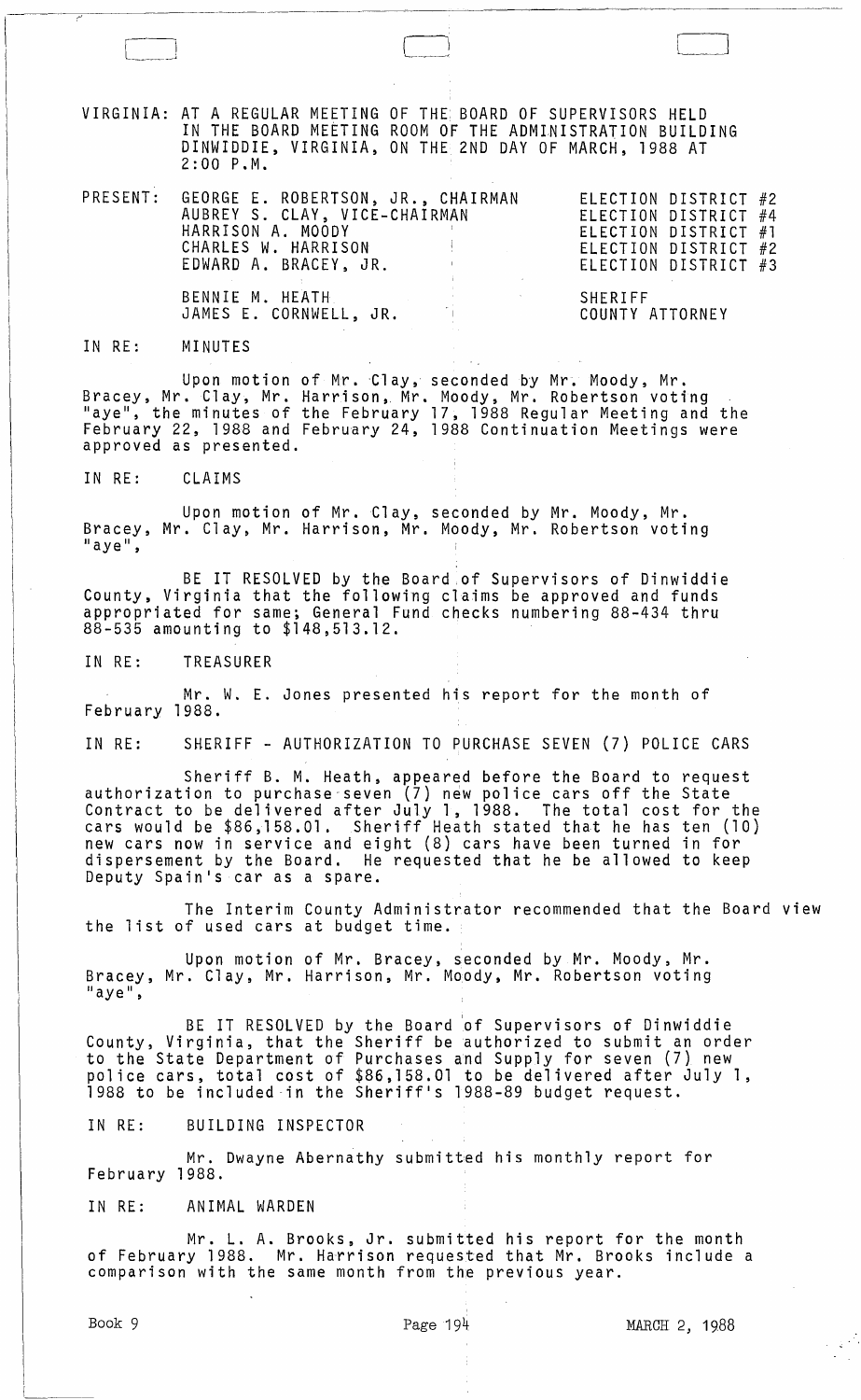VIRGINIA: AT A REGULAR MEETING OF THE BOARD OF SUPERVISORS HELD IN THE BOARD MEETING ROOM OF THE ADMINISTRATION BUILDING DINWIDDIE, VIRGINIA, ON THE 2ND DAY OF MARCH, 1988 AT 2:00 P.M.

| PRESENT: | | |
|---|---|---|
| | GEORGE E. ROBERTSON, JR., CHAIRMAN | ELECTION DISTRICT #2 |
| | AUBREY S. CLAY, VICE-CHAIRMAN | ELECTION DISTRICT #4 |
| | HARRISON A. MOODY | ELECTION DISTRICT #1 |
| | CHARLES W. HARRISON | ELECTION DISTRICT #2 |
| | EDWARD A. BRACEY, JR. | ELECTION DISTRICT #3 |
| | BENNIE M. HEATH | SHERIFF |
| | JAMES E. CORNWELL, JR. | COUNTY ATTORNEY |

IN RE: MINUTES

Upon motion of Mr. Clay, seconded by Mr. Moody, Mr. Bracey, Mr. Clay, Mr. Harrison, Mr. Moody, Mr. Robertson voting "aye", the minutes of the February 17, 1988 Regular Meeting and the February 22, 1988 and February 24, 1988 Continuation Meetings were approved as presented.

IN RE: CLAIMS

Upon motion of Mr. Clay, seconded by Mr. Moody, Mr. Bracey, Mr. Clay, Mr. Harrison, Mr. Moody, Mr. Robertson voting "aye",

BE IT RESOLVED by the Board of Supervisors of Dinwiddie County, Virginia that the following claims be approved and funds appropriated for same; General Fund checks numbering 88-434 thru 88-535 amounting to $148,513.12.

IN RE: TREASURER

Mr. W. E. Jones presented his report for the month of February 1988.

IN RE: SHERIFF - AUTHORIZATION TO PURCHASE SEVEN (7) POLICE CARS

Sheriff B. M. Heath, appeared before the Board to request authorization to purchase seven (7) new police cars off the State Contract to be delivered after July 1, 1988. The total cost for the cars would be $86,158.01. Sheriff Heath stated that he has ten (10) new cars now in service and eight (8) cars have been turned in for dispersement by the Board. He requested that he be allowed to keep Deputy Spain's car as a spare.

The Interim County Administrator recommended that the Board view the list of used cars at budget time.

Upon motion of Mr. Bracey, seconded by Mr. Moody, Mr. Bracey, Mr. Clay, Mr. Harrison, Mr. Moody, Mr. Robertson voting "aye",

BE IT RESOLVED by the Board of Supervisors of Dinwiddie County, Virginia, that the Sheriff be authorized to submit an order to the State Department of Purchases and Supply for seven (7) new police cars, total cost of $86,158.01 to be delivered after July 1, 1988 to be included in the Sheriff's 1988-89 budget request.

IN RE: BUILDING INSPECTOR

Mr. Dwayne Abernathy submitted his monthly report for February 1988.

IN RE: ANIMAL WARDEN

Mr. L. A. Brooks, Jr. submitted his report for the month of February 1988. Mr. Harrison requested that Mr. Brooks include a comparison with the same month from the previous year.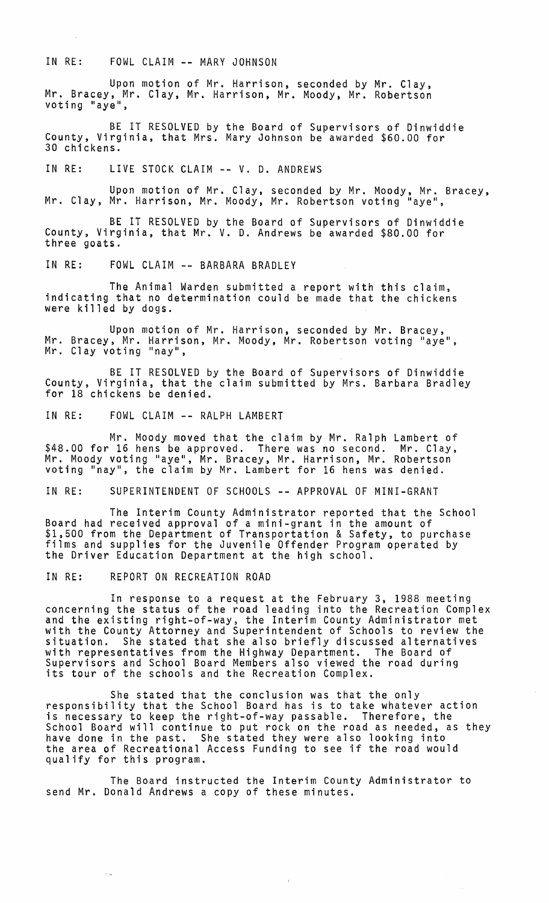IN RE: FOWL CLAIM -- MARY JOHNSON

Upon motion of Mr. Harrison, seconded by Mr. Clay, Mr. Bracey, Mr. Clay, Mr. Harrison, Mr. Moody, Mr. Robertson voting "aye",

BE IT RESOLVED by the Board of Supervisors of Dinwiddie County, Virginia, that Mrs. Mary Johnson be awarded $60.00 for 30 chickens.

IN RE: LIVE STOCK CLAIM -- V. D. ANDREWS

Upon motion of Mr. Clay, seconded by Mr. Moody, Mr. Bracey, Mr. Clay, Mr. Harrison, Mr. Moody, Mr. Robertson voting "aye",

BE IT RESOLVED by the Board of Supervisors of Dinwiddie County, Virginia, that Mr. V. D. Andrews be awarded $80.00 for three goats.

IN RE: FOWL CLAIM -- BARBARA BRADLEY

The Animal Warden submitted a report with this claim, indicating that no determination could be made that the chickens were killed by dogs.

Upon motion of Mr. Harrison, seconded by Mr. Bracey, Mr. Bracey, Mr. Harrison, Mr. Moody, Mr. Robertson voting "aye", Mr. Clay voting "nay",

BE IT RESOLVED by the Board of Supervisors of Dinwiddie County, Virginia, that the claim submitted by Mrs. Barbara Bradley for 18 chickens be denied.

IN RE: FOWL CLAIM -- RALPH LAMBERT

Mr. Moody moved that the claim by Mr. Ralph Lambert of $48.00 for 16 hens be approved. There was no second. Mr. Clay, Mr. Moody voting "aye", Mr. Bracey, Mr. Harrison, Mr. Robertson voting "nay", the claim by Mr. Lambert for 16 hens was denied.

IN RE: SUPERINTENDENT OF SCHOOLS -- APPROVAL OF MINI-GRANT

The Interim County Administrator reported that the School Board had received approval of a mini-grant in the amount of $1,500 from the Department of Transportation & Safety, to purchase films and supplies for the Juvenile Offender Program operated by the Driver Education Department at the high school.

IN RE: REPORT ON RECREATION ROAD

In response to a request at the February 3, 1988 meeting concerning the status of the road leading into the Recreation Complex and the existing right-of-way, the Interim County Administrator met with the County Attorney and Superintendent of Schools to review the situation. She stated that she also briefly discussed alternatives with representatives from the Highway Department. The Board of Supervisors and School Board Members also viewed the road during its tour of the schools and the Recreation Complex.

She stated that the conclusion was that the only responsibility that the School Board has is to take whatever action is necessary to keep the right-of-way passable. Therefore, the School Board will continue to put rock on the road as needed, as they have done in the past. She stated they were also looking into the area of Recreational Access Funding to see if the road would qualify for this program.

The Board instructed the Interim County Administrator to send Mr. Donald Andrews a copy of these minutes.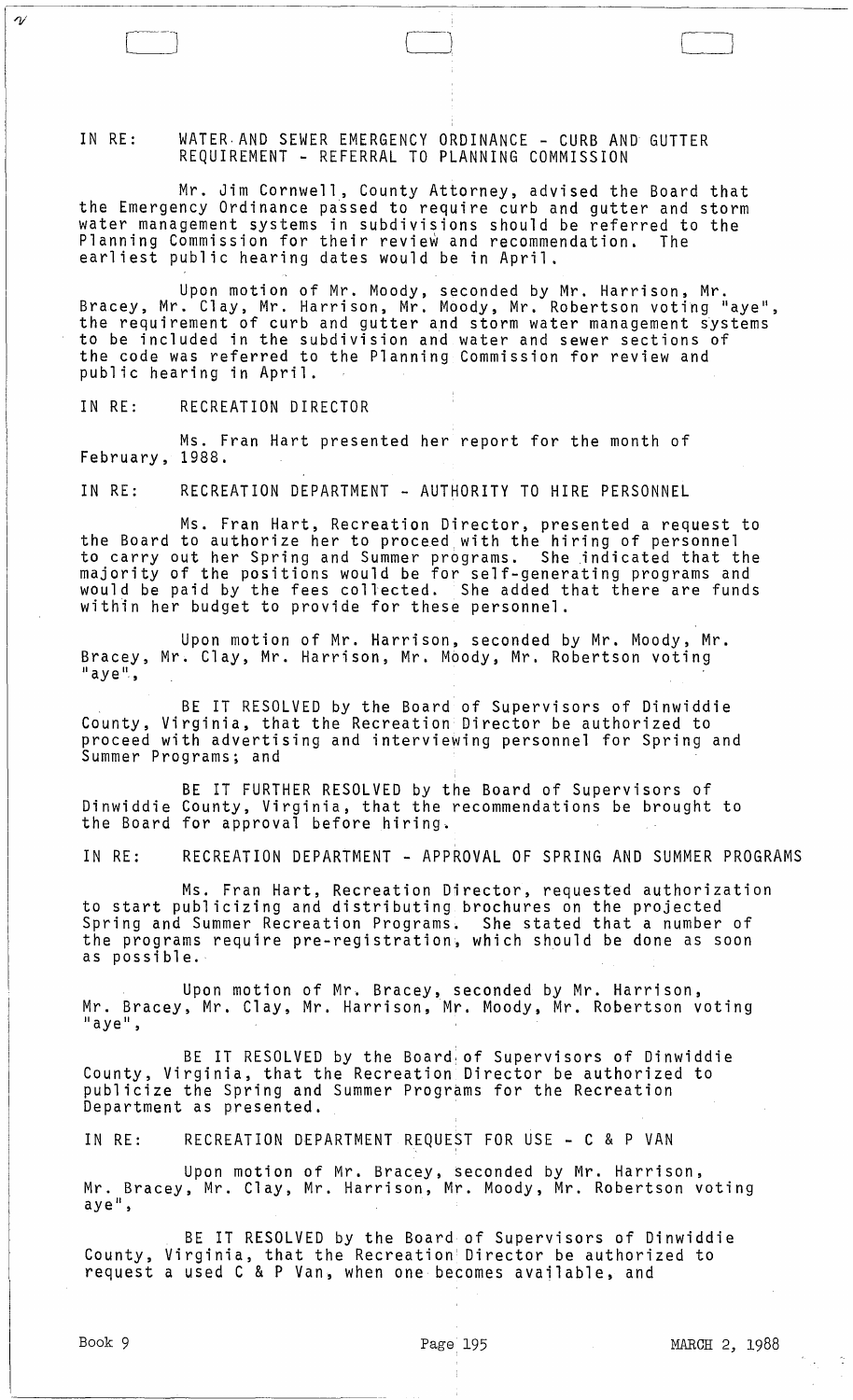IN RE: WATER AND SEWER EMERGENCY ORDINANCE - CURB AND GUTTER REQUIREMENT - REFERRAL TO PLANNING COMMISSION

Mr. Jim Cornwell, County Attorney, advised the Board that the Emergency Ordinance passed to require curb and gutter and storm water management systems in subdivisions should be referred to the Planning Commission for their review and recommendation. The earliest public hearing dates would be in April.

Upon motion of Mr. Moody, seconded by Mr. Harrison, Mr. Bracey, Mr. Clay, Mr. Harrison, Mr. Moody, Mr. Robertson voting "aye", the requirement of curb and gutter and storm water management systems to be included in the subdivision and water and sewer sections of the code was referred to the Planning Commission for review and public hearing in April.

IN RE: RECREATION DIRECTOR

Ms. Fran Hart presented her report for the month of February, 1988.

IN RE: RECREATION DEPARTMENT - AUTHORITY TO HIRE PERSONNEL

Ms. Fran Hart, Recreation Director, presented a request to the Board to authorize her to proceed with the hiring of personnel to carry out her Spring and Summer programs. She indicated that the majority of the positions would be for self-generating programs and would be paid by the fees collected. She added that there are funds within her budget to provide for these personnel.

Upon motion of Mr. Harrison, seconded by Mr. Moody, Mr. Bracey, Mr. Clay, Mr. Harrison, Mr. Moody, Mr. Robertson voting "aye",

BE IT RESOLVED by the Board of Supervisors of Dinwiddie County, Virginia, that the Recreation Director be authorized to proceed with advertising and interviewing personnel for Spring and Summer Programs; and

BE IT FURTHER RESOLVED by the Board of Supervisors of Dinwiddie County, Virginia, that the recommendations be brought to the Board for approval before hiring.

IN RE: RECREATION DEPARTMENT - APPROVAL OF SPRING AND SUMMER PROGRAMS

Ms. Fran Hart, Recreation Director, requested authorization to start publicizing and distributing brochures on the projected Spring and Summer Recreation Programs. She stated that a number of the programs require pre-registration, which should be done as soon as possible.

Upon motion of Mr. Bracey, seconded by Mr. Harrison, Mr. Bracey, Mr. Clay, Mr. Harrison, Mr. Moody, Mr. Robertson voting "aye",

BE IT RESOLVED by the Board of Supervisors of Dinwiddie County, Virginia, that the Recreation Director be authorized to publicize the Spring and Summer Programs for the Recreation Department as presented.

IN RE: RECREATION DEPARTMENT REQUEST FOR USE - C & P VAN

Upon motion of Mr. Bracey, seconded by Mr. Harrison, Mr. Bracey, Mr. Clay, Mr. Harrison, Mr. Moody, Mr. Robertson voting aye",

BE IT RESOLVED by the Board of Supervisors of Dinwiddie County, Virginia, that the Recreation Director be authorized to request a used C & P Van, when one becomes available, and

Book 9 Page 195 MARCH 2, 1988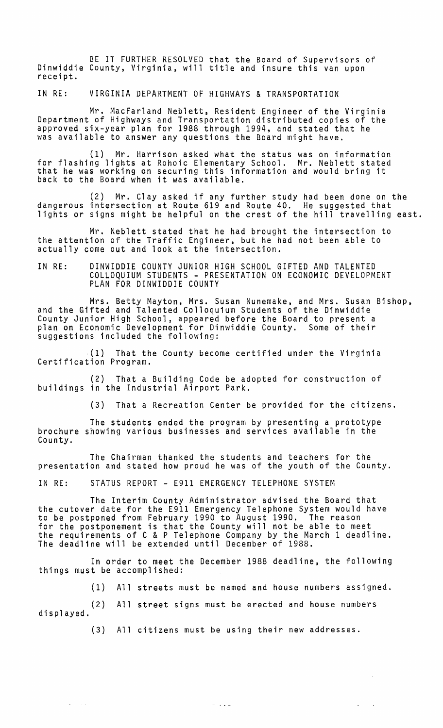BE IT FURTHER RESOLVED that the Board of Supervisors of Dinwiddie County, Virginia, will title and insure this van upon receipt.

IN RE: VIRGINIA DEPARTMENT OF HIGHWAYS & TRANSPORTATION

Mr. MacFarland Neblett, Resident Engineer of the Virginia Department of Highways and Transportation distributed copies of the approved six-year plan for 1988 through 1994, and stated that he was available to answer any questions the Board might have.

(1) Mr. Harrison asked what the status was on information for flashing lights at Rohoic Elementary School. Mr. Neblett stated that he was working on securing this information and would bring it back to the Board when it was available.

(2) Mr. Clay asked if any further study had been done on the dangerous intersection at Route 619 and Route 40. He suggested that lights or signs might be helpful on the crest of the hill travelling east.

Mr. Neblett stated that he had brought the intersection to the attention of the Traffic Engineer, but he had not been able to actually come out and look at the intersection.

IN RE: DINWIDDIE COUNTY JUNIOR HIGH SCHOOL GIFTED AND TALENTED COLLOQUIUM STUDENTS - PRESENTATION ON ECONOMIC DEVELOPMENT PLAN FOR DINWIDDIE COUNTY

Mrs. Betty Mayton, Mrs. Susan Nunemake, and Mrs. Susan Bishop, and the Gifted and Talented Colloquium Students of the Dinwiddie County Junior High School, appeared before the Board to present a plan on Economic Development for Dinwiddie County. Some of their suggestions included the following:

(1) That the County become certified under the Virginia Certification Program.

(2) That a Building Code be adopted for construction of buildings in the Industrial Airport Park.

(3) That a Recreation Center be provided for the citizens.

The students ended the program by presenting a prototype brochure showing various businesses and services available in the County.

The Chairman thanked the students and teachers for the presentation and stated how proud he was of the youth of the County.

IN RE: STATUS REPORT - E911 EMERGENCY TELEPHONE SYSTEM

The Interim County Administrator advised the Board that the cutover date for the E911 Emergency Telephone System would have to be postponed from February 1990 to August 1990. The reason for the postponement is that the County will not be able to meet the requirements of C & P Telephone Company by the March 1 deadline. The deadline will be extended until December of 1988.

In order to meet the December 1988 deadline, the following things must be accomplished:

(1) All streets must be named and house numbers assigned.

(2) All street signs must be erected and house numbers displayed.

(3) All citizens must be using their new addresses.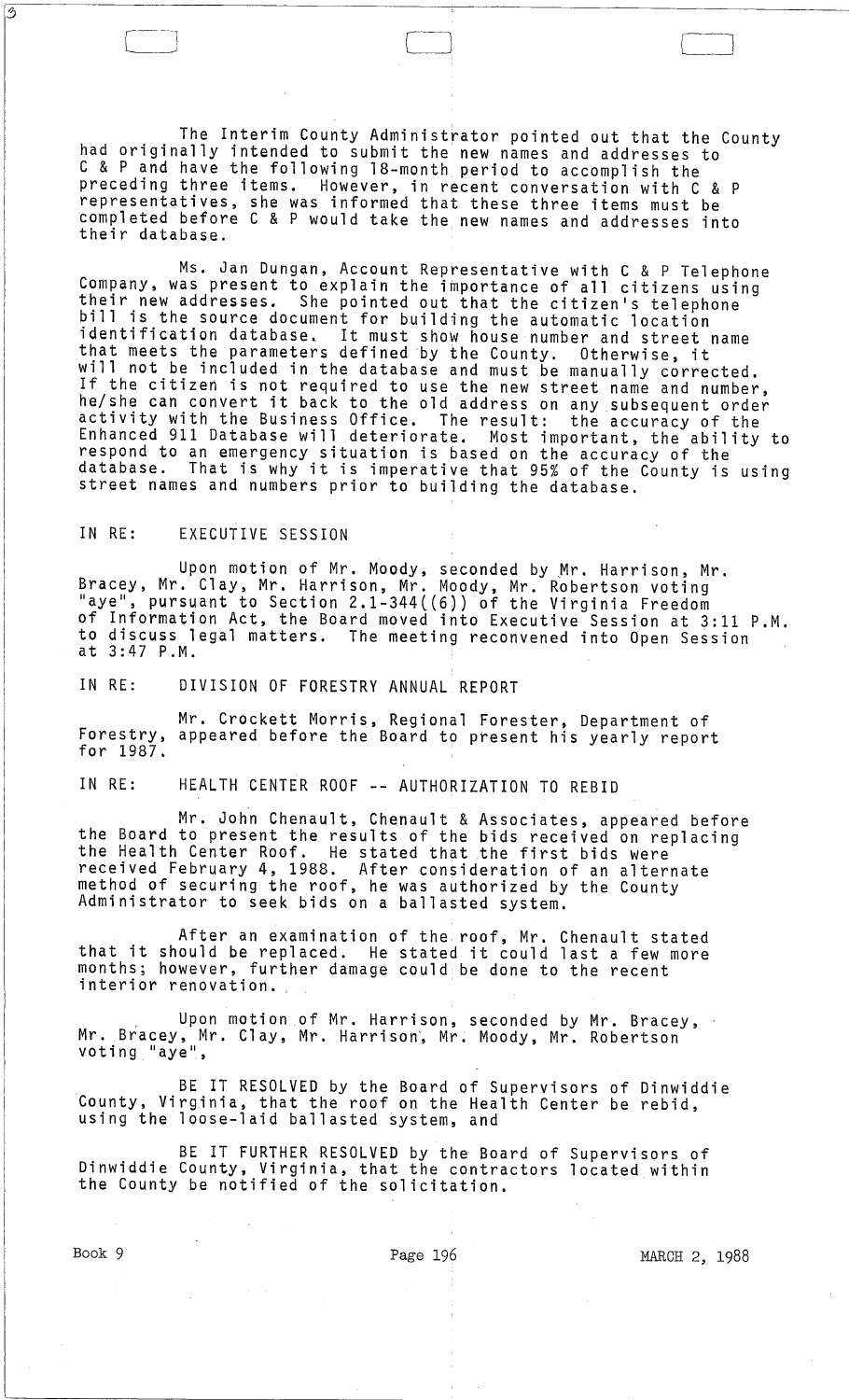The Interim County Administrator pointed out that the County had originally intended to submit the new names and addresses to C & P and have the following 18-month period to accomplish the preceding three items. However, in recent conversation with C & P representatives, she was informed that these three items must be completed before C & P would take the new names and addresses into their database.

Ms. Jan Dungan, Account Representative with C & P Telephone Company, was present to explain the importance of all citizens using their new addresses. She pointed out that the citizen's telephone bill is the source document for building the automatic location identification database. It must show house number and street name that meets the parameters defined by the County. Otherwise, it will not be included in the database and must be manually corrected. If the citizen is not required to use the new street name and number, he/she can convert it back to the old address on any subsequent order activity with the Business Office. The result: the accuracy of the Enhanced 911 Database will deteriorate. Most important, the ability to respond to an emergency situation is based on the accuracy of the database. That is why it is imperative that 95% of the County is using street names and numbers prior to building the database.

IN RE: EXECUTIVE SESSION

Upon motion of Mr. Moody, seconded by Mr. Harrison, Mr. Bracey, Mr. Clay, Mr. Harrison, Mr. Moody, Mr. Robertson voting "aye", pursuant to Section 2.1-344((6)) of the Virginia Freedom of Information Act, the Board moved into Executive Session at 3:11 P.M. to discuss legal matters. The meeting reconvened into Open Session at 3:47 P.M.

IN RE: DIVISION OF FORESTRY ANNUAL REPORT

Mr. Crockett Morris, Regional Forester, Department of Forestry, appeared before the Board to present his yearly report for 1987.

IN RE: HEALTH CENTER ROOF -- AUTHORIZATION TO REBID

Mr. John Chenault, Chenault & Associates, appeared before the Board to present the results of the bids received on replacing the Health Center Roof. He stated that the first bids were received February 4, 1988. After consideration of an alternate method of securing the roof, he was authorized by the County Administrator to seek bids on a ballasted system.

After an examination of the roof, Mr. Chenault stated that it should be replaced. He stated it could last a few more months; however, further damage could be done to the recent interior renovation.

Upon motion of Mr. Harrison, seconded by Mr. Bracey, Mr. Bracey, Mr. Clay, Mr. Harrison, Mr. Moody, Mr. Robertson voting "aye",

BE IT RESOLVED by the Board of Supervisors of Dinwiddie County, Virginia, that the roof on the Health Center be rebid, using the loose-laid ballasted system, and

BE IT FURTHER RESOLVED by the Board of Supervisors of Dinwiddie County, Virginia, that the contractors located within the County be notified of the solicitation.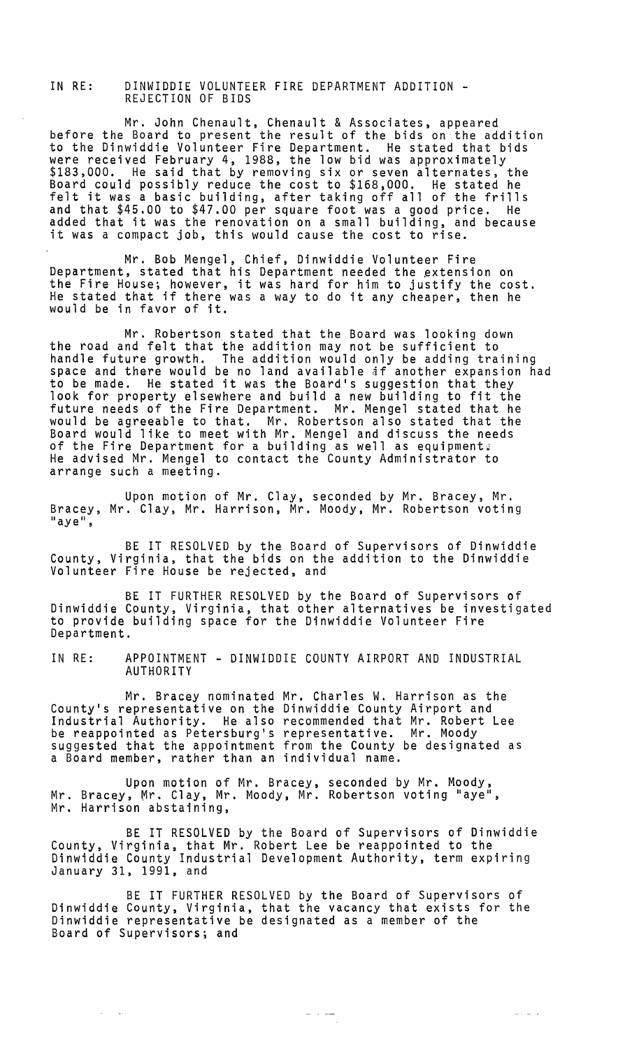IN RE: DINWIDDIE VOLUNTEER FIRE DEPARTMENT ADDITION - REJECTION OF BIDS

Mr. John Chenault, Chenault & Associates, appeared before the Board to present the result of the bids on the addition to the Dinwiddie Volunteer Fire Department. He stated that bids were received February 4, 1988, the low bid was approximately \$183,000. He said that by removing six or seven alternates, the Board could possibly reduce the cost to \$168,000. He stated he felt it was a basic building, after taking off all of the frills and that \$45.00 to \$47.00 per square foot was a good price. He added that it was the renovation on a small building, and because it was a compact job, this would cause the cost to rise.

Mr. Bob Mengel, Chief, Dinwiddie Volunteer Fire Department, stated that his Department needed the extension on the Fire House; however, it was hard for him to justify the cost. He stated that if there was a way to do it any cheaper, then he would be in favor of it.

Mr. Robertson stated that the Board was looking down the road and felt that the addition may not be sufficient to handle future growth. The addition would only be adding training space and there would be no land available if another expansion had to be made. He stated it was the Board's suggestion that they look for property elsewhere and build a new building to fit the future needs of the Fire Department. Mr. Mengel stated that he would be agreeable to that. Mr. Robertson also stated that the Board would like to meet with Mr. Mengel and discuss the needs of the Fire Department for a building as well as equipment. He advised Mr. Mengel to contact the County Administrator to arrange such a meeting.

Upon motion of Mr. Clay, seconded by Mr. Bracey, Mr. Bracey, Mr. Clay, Mr. Harrison, Mr. Moody, Mr. Robertson voting "aye",

BE IT RESOLVED by the Board of Supervisors of Dinwiddie County, Virginia, that the bids on the addition to the Dinwiddie Volunteer Fire House be rejected, and

BE IT FURTHER RESOLVED by the Board of Supervisors of Dinwiddie County, Virginia, that other alternatives be investigated to provide building space for the Dinwiddie Volunteer Fire Department.

IN RE: APPOINTMENT - DINWIDDIE COUNTY AIRPORT AND INDUSTRIAL AUTHORITY

Mr. Bracey nominated Mr. Charles W. Harrison as the County's representative on the Dinwiddie County Airport and Industrial Authority. He also recommended that Mr. Robert Lee be reappointed as Petersburg's representative. Mr. Moody suggested that the appointment from the County be designated as a Board member, rather than an individual name.

Upon motion of Mr. Bracey, seconded by Mr. Moody, Mr. Bracey, Mr. Clay, Mr. Moody, Mr. Robertson voting "aye", Mr. Harrison abstaining,

BE IT RESOLVED by the Board of Supervisors of Dinwiddie County, Virginia, that Mr. Robert Lee be reappointed to the Dinwiddie County Industrial Development Authority, term expiring January 31, 1991, and

BE IT FURTHER RESOLVED by the Board of Supervisors of Dinwiddie County, Virginia, that the vacancy that exists for the Dinwiddie representative be designated as a member of the Board of Supervisors; and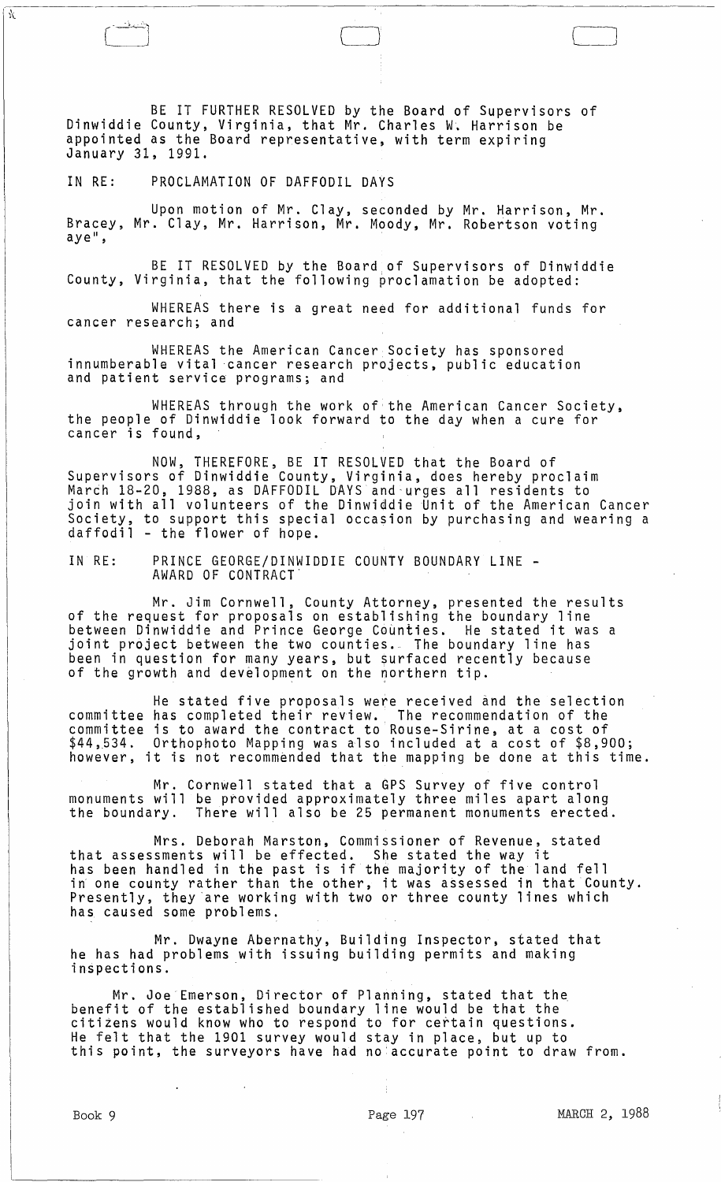BE IT FURTHER RESOLVED by the Board of Supervisors of Dinwiddie County, Virginia, that Mr. Charles W. Harrison be appointed as the Board representative, with term expiring January 31, 1991.

IN RE: PROCLAMATION OF DAFFODIL DAYS

Upon motion of Mr. Clay, seconded by Mr. Harrison, Mr. Bracey, Mr. Clay, Mr. Harrison, Mr. Moody, Mr. Robertson voting aye",

BE IT RESOLVED by the Board of Supervisors of Dinwiddie County, Virginia, that the following proclamation be adopted:

WHEREAS there is a great need for additional funds for cancer research; and

WHEREAS the American Cancer Society has sponsored innumberable vital cancer research projects, public education and patient service programs; and

WHEREAS through the work of the American Cancer Society, the people of Dinwiddie look forward to the day when a cure for cancer is found,

NOW, THEREFORE, BE IT RESOLVED that the Board of Supervisors of Dinwiddie County, Virginia, does hereby proclaim March 18-20, 1988, as DAFFODIL DAYS and urges all residents to join with all volunteers of the Dinwiddie Unit of the American Cancer Society, to support this special occasion by purchasing and wearing a daffodil - the flower of hope.

IN RE: PRINCE GEORGE/DINWIDDIE COUNTY BOUNDARY LINE - AWARD OF CONTRACT

Mr. Jim Cornwell, County Attorney, presented the results of the request for proposals on establishing the boundary line between Dinwiddie and Prince George Counties. He stated it was a joint project between the two counties. The boundary line has been in question for many years, but surfaced recently because of the growth and development on the northern tip.

He stated five proposals were received and the selection committee has completed their review. The recommendation of the committee is to award the contract to Rouse-Sirine, at a cost of $44,534. Orthophoto Mapping was also included at a cost of $8,900; however, it is not recommended that the mapping be done at this time.

Mr. Cornwell stated that a GPS Survey of five control monuments will be provided approximately three miles apart along the boundary. There will also be 25 permanent monuments erected.

Mrs. Deborah Marston, Commissioner of Revenue, stated that assessments will be effected. She stated the way it has been handled in the past is if the majority of the land fell in one county rather than the other, it was assessed in that County. Presently, they are working with two or three county lines which has caused some problems.

Mr. Dwayne Abernathy, Building Inspector, stated that he has had problems with issuing building permits and making inspections.

Mr. Joe Emerson, Director of Planning, stated that the benefit of the established boundary line would be that the citizens would know who to respond to for certain questions. He felt that the 1901 survey would stay in place, but up to this point, the surveyors have had no accurate point to draw from.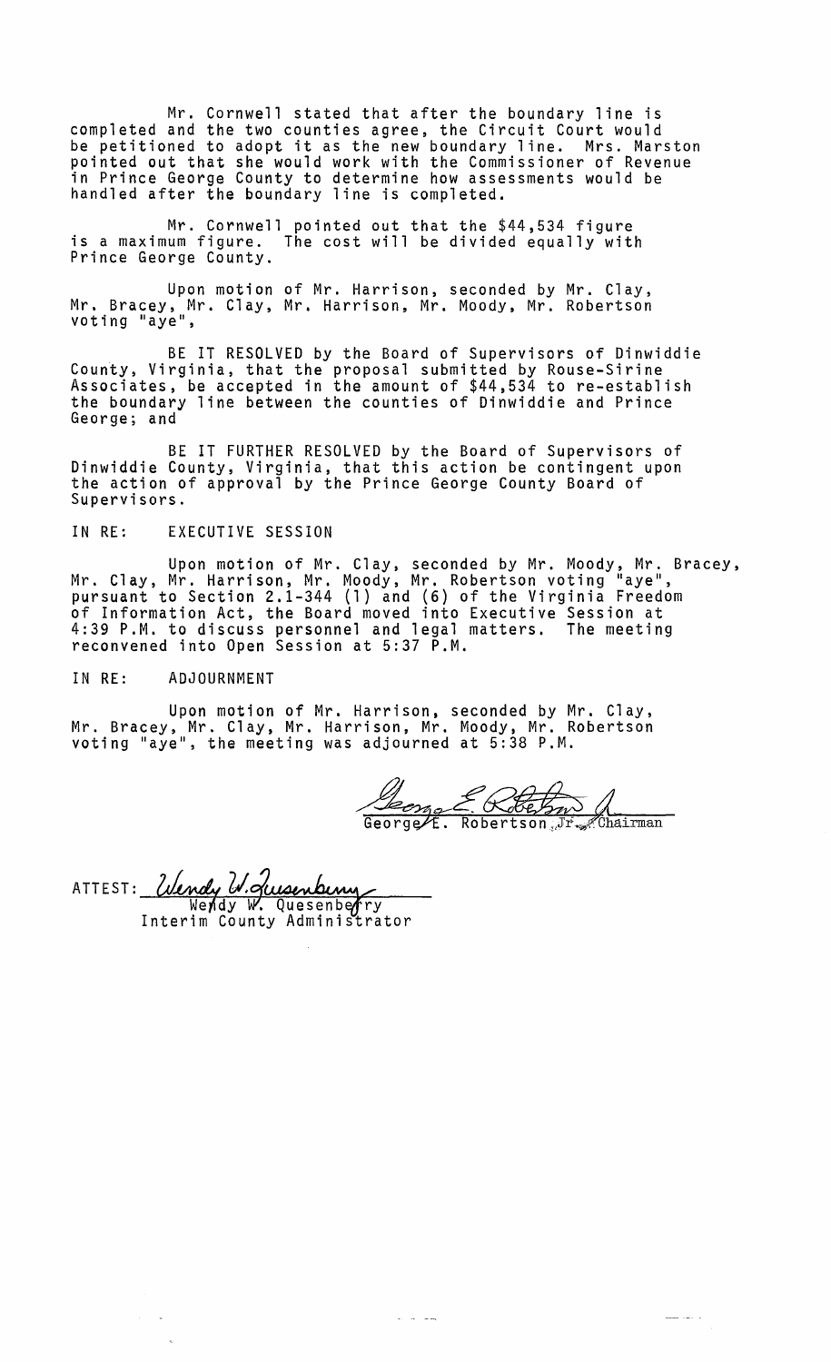Mr. Cornwell stated that after the boundary line is completed and the two counties agree, the Circuit Court would be petitioned to adopt it as the new boundary line. Mrs. Marston pointed out that she would work with the Commissioner of Revenue in Prince George County to determine how assessments would be handled after the boundary line is completed.

Mr. Cornwell pointed out that the $44,534 figure is a maximum figure. The cost will be divided equally with Prince George County.

Upon motion of Mr. Harrison, seconded by Mr. Clay, Mr. Bracey, Mr. Clay, Mr. Harrison, Mr. Moody, Mr. Robertson voting "aye",

BE IT RESOLVED by the Board of Supervisors of Dinwiddie County, Virginia, that the proposal submitted by Rouse-Sirine Associates, be accepted in the amount of $44,534 to re-establish the boundary line between the counties of Dinwiddie and Prince George; and

BE IT FURTHER RESOLVED by the Board of Supervisors of Dinwiddie County, Virginia, that this action be contingent upon the action of approval by the Prince George County Board of Supervisors.

IN RE: EXECUTIVE SESSION

Upon motion of Mr. Clay, seconded by Mr. Moody, Mr. Bracey, Mr. Clay, Mr. Harrison, Mr. Moody, Mr. Robertson voting "aye", pursuant to Section 2.1-344 (1) and (6) of the Virginia Freedom of Information Act, the Board moved into Executive Session at 4:39 P.M. to discuss personnel and legal matters. The meeting reconvened into Open Session at 5:37 P.M.

IN RE: ADJOURNMENT

Upon motion of Mr. Harrison, seconded by Mr. Clay, Mr. Bracey, Mr. Clay, Mr. Harrison, Mr. Moody, Mr. Robertson voting "aye", the meeting was adjourned at 5:38 P.M.

George E. Robertson, Jr., Chairman

ATTEST: Wendy W. Quesenberry
Interim County Administrator